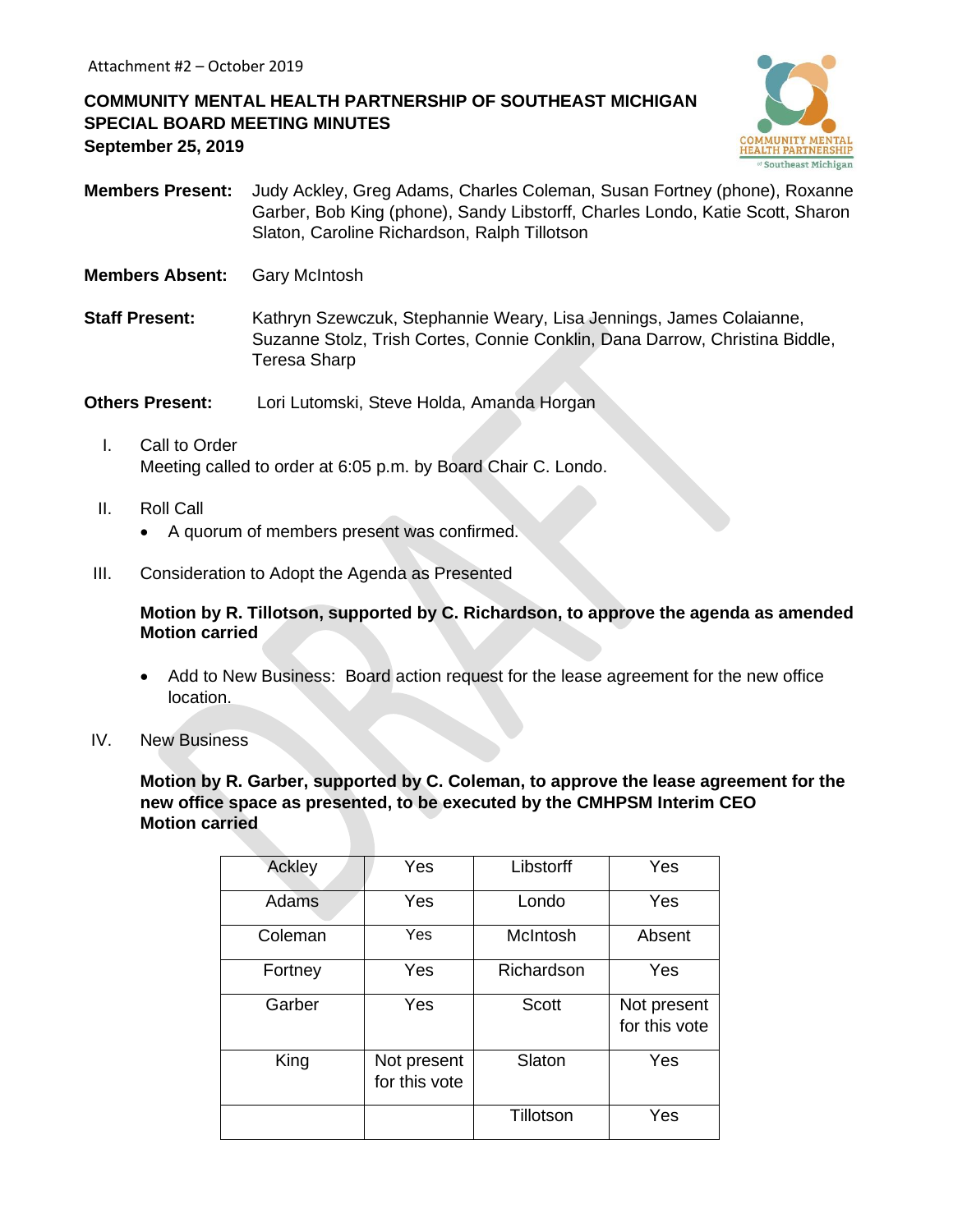Attachment #2 – October 2019

**COMMUNITY MENTAL HEALTH PARTNERSHIP OF SOUTHEAST MICHIGAN**
**SPECIAL BOARD MEETING MINUTES**
**September 25, 2019**

**Members Present:** Judy Ackley, Greg Adams, Charles Coleman, Susan Fortney (phone), Roxanne Garber, Bob King (phone), Sandy Libstorff, Charles Londo, Katie Scott, Sharon Slaton, Caroline Richardson, Ralph Tillotson

**Members Absent:** Gary McIntosh

**Staff Present:** Kathryn Szewczuk, Stephannie Weary, Lisa Jennings, James Colaianne, Suzanne Stolz, Trish Cortes, Connie Conklin, Dana Darrow, Christina Biddle, Teresa Sharp

**Others Present:** Lori Lutomski, Steve Holda, Amanda Horgan

I. Call to Order
Meeting called to order at 6:05 p.m. by Board Chair C. Londo.

II. Roll Call
- A quorum of members present was confirmed.

III. Consideration to Adopt the Agenda as Presented

**Motion by R. Tillotson, supported by C. Richardson, to approve the agenda as amended**
**Motion carried**

- Add to New Business: Board action request for the lease agreement for the new office location.

IV. New Business

**Motion by R. Garber, supported by C. Coleman, to approve the lease agreement for the new office space as presented, to be executed by the CMHPSM Interim CEO**
**Motion carried**

| Ackley | Yes | Libstorff | Yes |
|---|---|---|---|
| Adams | Yes | Londo | Yes |
| Coleman | Yes | McIntosh | Absent |
| Fortney | Yes | Richardson | Yes |
| Garber | Yes | Scott | Not present for this vote |
| King | Not present for this vote | Slaton | Yes |
| | | Tillotson | Yes |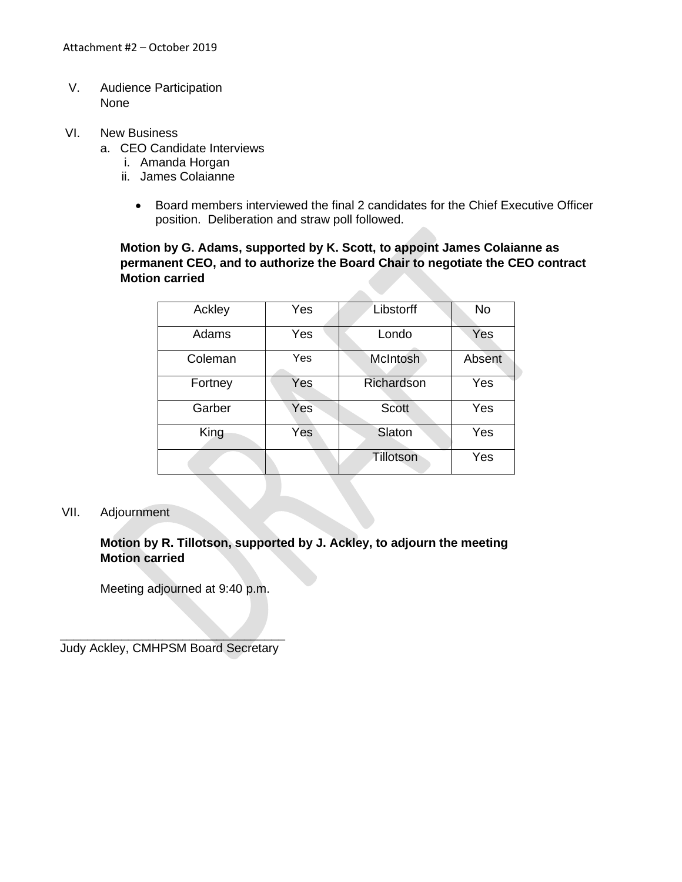Attachment #2 – October 2019

V. Audience Participation
None

VI. New Business

a. CEO Candidate Interviews
   i. Amanda Horgan
   ii. James Colaianne

- Board members interviewed the final 2 candidates for the Chief Executive Officer position. Deliberation and straw poll followed.

**Motion by G. Adams, supported by K. Scott, to appoint James Colaianne as permanent CEO, and to authorize the Board Chair to negotiate the CEO contract**
**Motion carried**

| | | | |
|---|---|---|---|
| Ackley | Yes | Libstorff | No |
| Adams | Yes | Londo | Yes |
| Coleman | Yes | McIntosh | Absent |
| Fortney | Yes | Richardson | Yes |
| Garber | Yes | Scott | Yes |
| King | Yes | Slaton | Yes |
| | | Tillotson | Yes |

VII. Adjournment

**Motion by R. Tillotson, supported by J. Ackley, to adjourn the meeting**
**Motion carried**

Meeting adjourned at 9:40 p.m.

_______________________________
Judy Ackley, CMHPSM Board Secretary